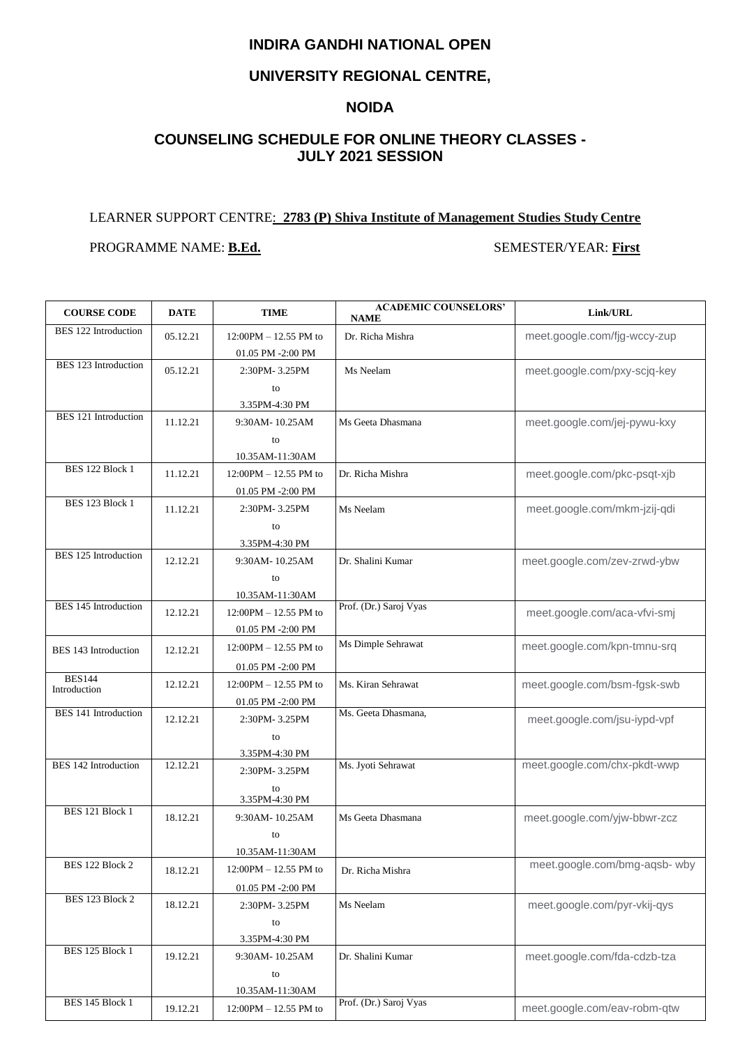# INDIRA GANDHI NATIONAL OPEN

## UNIVERSITY REGIONAL CENTRE,

## NOIDA

## COUNSELING SCHEDULE FOR ONLINE THEORY CLASSES - JULY 2021 SESSION

LEARNER SUPPORT CENTRE: **2783 (P) Shiva Institute of Management Studies Study Centre**

PROGRAMME NAME: **B.Ed.** SEMESTER/YEAR: **First**

| COURSE CODE | DATE | TIME | ACADEMIC COUNSELORS' NAME | Link/URL |
|---|---|---|---|---|
| BES 122 Introduction | 05.12.21 | 12:00PM – 12.55 PM to 01.05 PM -2:00 PM | Dr. Richa Mishra | meet.google.com/fjg-wccy-zup |
| BES 123 Introduction | 05.12.21 | 2:30PM- 3.25PM to 3.35PM-4:30 PM | Ms Neelam | meet.google.com/pxy-scjq-key |
| BES 121 Introduction | 11.12.21 | 9:30AM- 10.25AM to 10.35AM-11:30AM | Ms Geeta Dhasmana | meet.google.com/jej-pywu-kxy |
| BES 122 Block 1 | 11.12.21 | 12:00PM – 12.55 PM to 01.05 PM -2:00 PM | Dr. Richa Mishra | meet.google.com/pkc-psqt-xjb |
| BES 123 Block 1 | 11.12.21 | 2:30PM- 3.25PM to 3.35PM-4:30 PM | Ms Neelam | meet.google.com/mkm-jzij-qdi |
| BES 125 Introduction | 12.12.21 | 9:30AM- 10.25AM to 10.35AM-11:30AM | Dr. Shalini Kumar | meet.google.com/zev-zrwd-ybw |
| BES 145 Introduction | 12.12.21 | 12:00PM – 12.55 PM to 01.05 PM -2:00 PM | Prof. (Dr.) Saroj Vyas | meet.google.com/aca-vfvi-smj |
| BES 143 Introduction | 12.12.21 | 12:00PM – 12.55 PM to 01.05 PM -2:00 PM | Ms Dimple Sehrawat | meet.google.com/kpn-tmnu-srq |
| BES144 Introduction | 12.12.21 | 12:00PM – 12.55 PM to 01.05 PM -2:00 PM | Ms. Kiran Sehrawat | meet.google.com/bsm-fgsk-swb |
| BES 141 Introduction | 12.12.21 | 2:30PM- 3.25PM to 3.35PM-4:30 PM | Ms. Geeta Dhasmana, | meet.google.com/jsu-iypd-vpf |
| BES 142 Introduction | 12.12.21 | 2:30PM- 3.25PM to 3.35PM-4:30 PM | Ms. Jyoti Sehrawat | meet.google.com/chx-pkdt-wwp |
| BES 121 Block 1 | 18.12.21 | 9:30AM- 10.25AM to 10.35AM-11:30AM | Ms Geeta Dhasmana | meet.google.com/yjw-bbwr-zcz |
| BES 122 Block 2 | 18.12.21 | 12:00PM – 12.55 PM to 01.05 PM -2:00 PM | Dr. Richa Mishra | meet.google.com/bmg-aqsb- wby |
| BES 123 Block 2 | 18.12.21 | 2:30PM- 3.25PM to 3.35PM-4:30 PM | Ms Neelam | meet.google.com/pyr-vkij-qys |
| BES 125 Block 1 | 19.12.21 | 9:30AM- 10.25AM to 10.35AM-11:30AM | Dr. Shalini Kumar | meet.google.com/fda-cdzb-tza |
| BES 145 Block 1 | 19.12.21 | 12:00PM – 12.55 PM to | Prof. (Dr.) Saroj Vyas | meet.google.com/eav-robm-qtw |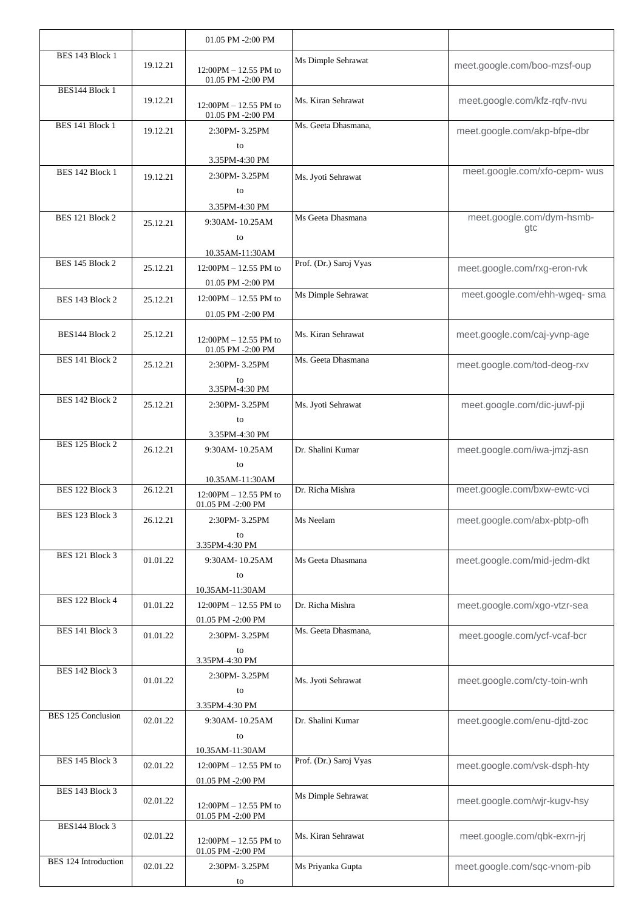| | | | | |
|---|---|---|---|---|
| | | 01.05 PM -2:00 PM | | |
| BES 143 Block 1 | 19.12.21 | 12:00PM – 12.55 PM to 01.05 PM -2:00 PM | Ms Dimple Sehrawat | meet.google.com/boo-mzsf-oup |
| BES144 Block 1 | 19.12.21 | 12:00PM – 12.55 PM to 01.05 PM -2:00 PM | Ms. Kiran Sehrawat | meet.google.com/kfz-rqfv-nvu |
| BES 141 Block 1 | 19.12.21 | 2:30PM- 3.25PM to 3.35PM-4:30 PM | Ms. Geeta Dhasmana, | meet.google.com/akp-bfpe-dbr |
| BES 142 Block 1 | 19.12.21 | 2:30PM- 3.25PM to 3.35PM-4:30 PM | Ms. Jyoti Sehrawat | meet.google.com/xfo-cepm- wus |
| BES 121 Block 2 | 25.12.21 | 9:30AM- 10.25AM to 10.35AM-11:30AM | Ms Geeta Dhasmana | meet.google.com/dym-hsmb-gtc |
| BES 145 Block 2 | 25.12.21 | 12:00PM – 12.55 PM to 01.05 PM -2:00 PM | Prof. (Dr.) Saroj Vyas | meet.google.com/rxg-eron-rvk |
| BES 143 Block 2 | 25.12.21 | 12:00PM – 12.55 PM to 01.05 PM -2:00 PM | Ms Dimple Sehrawat | meet.google.com/ehh-wgeq- sma |
| BES144 Block 2 | 25.12.21 | 12:00PM – 12.55 PM to 01.05 PM -2:00 PM | Ms. Kiran Sehrawat | meet.google.com/caj-yvnp-age |
| BES 141 Block 2 | 25.12.21 | 2:30PM- 3.25PM to 3.35PM-4:30 PM | Ms. Geeta Dhasmana | meet.google.com/tod-deog-rxv |
| BES 142 Block 2 | 25.12.21 | 2:30PM- 3.25PM to 3.35PM-4:30 PM | Ms. Jyoti Sehrawat | meet.google.com/dic-juwf-pji |
| BES 125 Block 2 | 26.12.21 | 9:30AM- 10.25AM to 10.35AM-11:30AM | Dr. Shalini Kumar | meet.google.com/iwa-jmzj-asn |
| BES 122 Block 3 | 26.12.21 | 12:00PM – 12.55 PM to 01.05 PM -2:00 PM | Dr. Richa Mishra | meet.google.com/bxw-ewtc-vci |
| BES 123 Block 3 | 26.12.21 | 2:30PM- 3.25PM to 3.35PM-4:30 PM | Ms Neelam | meet.google.com/abx-pbtp-ofh |
| BES 121 Block 3 | 01.01.22 | 9:30AM- 10.25AM to 10.35AM-11:30AM | Ms Geeta Dhasmana | meet.google.com/mid-jedm-dkt |
| BES 122 Block 4 | 01.01.22 | 12:00PM – 12.55 PM to 01.05 PM -2:00 PM | Dr. Richa Mishra | meet.google.com/xgo-vtzr-sea |
| BES 141 Block 3 | 01.01.22 | 2:30PM- 3.25PM to 3.35PM-4:30 PM | Ms. Geeta Dhasmana, | meet.google.com/ycf-vcaf-bcr |
| BES 142 Block 3 | 01.01.22 | 2:30PM- 3.25PM to 3.35PM-4:30 PM | Ms. Jyoti Sehrawat | meet.google.com/cty-toin-wnh |
| BES 125 Conclusion | 02.01.22 | 9:30AM- 10.25AM to 10.35AM-11:30AM | Dr. Shalini Kumar | meet.google.com/enu-djtd-zoc |
| BES 145 Block 3 | 02.01.22 | 12:00PM – 12.55 PM to 01.05 PM -2:00 PM | Prof. (Dr.) Saroj Vyas | meet.google.com/vsk-dsph-hty |
| BES 143 Block 3 | 02.01.22 | 12:00PM – 12.55 PM to 01.05 PM -2:00 PM | Ms Dimple Sehrawat | meet.google.com/wjr-kugv-hsy |
| BES144 Block 3 | 02.01.22 | 12:00PM – 12.55 PM to 01.05 PM -2:00 PM | Ms. Kiran Sehrawat | meet.google.com/qbk-exrn-jrj |
| BES 124 Introduction | 02.01.22 | 2:30PM- 3.25PM to | Ms Priyanka Gupta | meet.google.com/sqc-vnom-pib |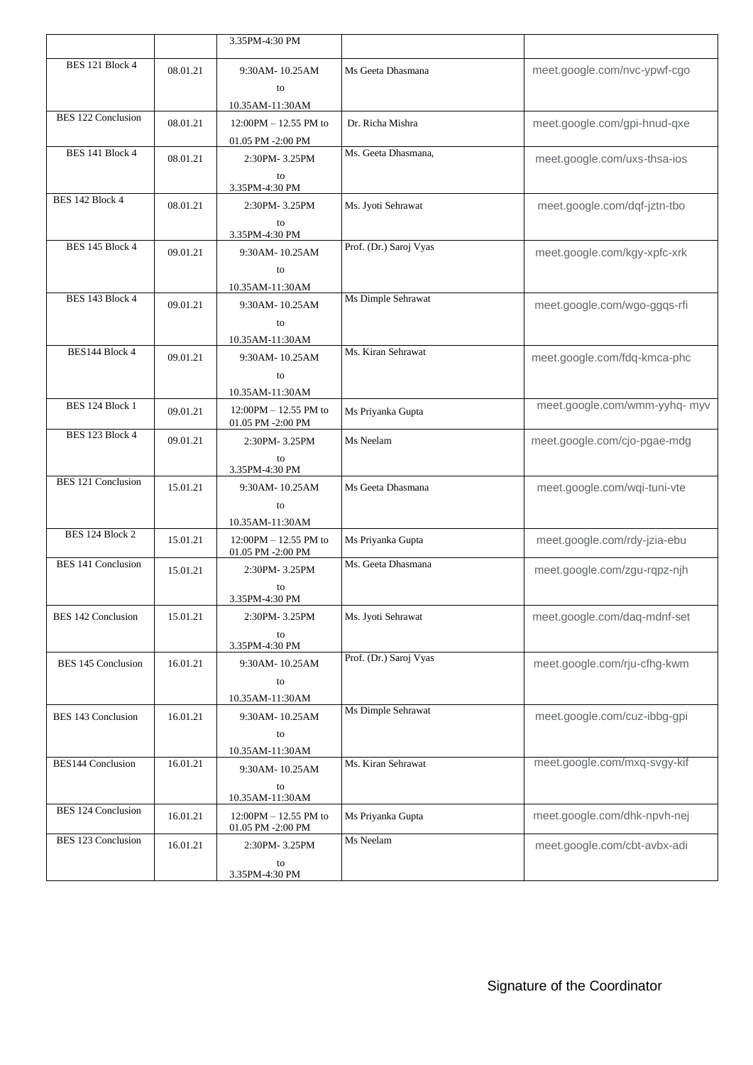| | | | | |
|---|---|---|---|---|
| | | 3.35PM-4:30 PM | | |
| BES 121 Block 4 | 08.01.21 | 9:30AM- 10.25AM to 10.35AM-11:30AM | Ms Geeta Dhasmana | meet.google.com/nvc-ypwf-cgo |
| BES 122 Conclusion | 08.01.21 | 12:00PM – 12.55 PM to 01.05 PM -2:00 PM | Dr. Richa Mishra | meet.google.com/gpi-hnud-qxe |
| BES 141 Block 4 | 08.01.21 | 2:30PM- 3.25PM to 3.35PM-4:30 PM | Ms. Geeta Dhasmana, | meet.google.com/uxs-thsa-ios |
| BES 142 Block 4 | 08.01.21 | 2:30PM- 3.25PM to 3.35PM-4:30 PM | Ms. Jyoti Sehrawat | meet.google.com/dqf-jztn-tbo |
| BES 145 Block 4 | 09.01.21 | 9:30AM- 10.25AM to 10.35AM-11:30AM | Prof. (Dr.) Saroj Vyas | meet.google.com/kgy-xpfc-xrk |
| BES 143 Block 4 | 09.01.21 | 9:30AM- 10.25AM to 10.35AM-11:30AM | Ms Dimple Sehrawat | meet.google.com/wgo-ggqs-rfi |
| BES144 Block 4 | 09.01.21 | 9:30AM- 10.25AM to 10.35AM-11:30AM | Ms. Kiran Sehrawat | meet.google.com/fdq-kmca-phc |
| BES 124 Block 1 | 09.01.21 | 12:00PM – 12.55 PM to 01.05 PM -2:00 PM | Ms Priyanka Gupta | meet.google.com/wmm-yyhq- myv |
| BES 123 Block 4 | 09.01.21 | 2:30PM- 3.25PM to 3.35PM-4:30 PM | Ms Neelam | meet.google.com/cjo-pgae-mdg |
| BES 121 Conclusion | 15.01.21 | 9:30AM- 10.25AM to 10.35AM-11:30AM | Ms Geeta Dhasmana | meet.google.com/wqi-tuni-vte |
| BES 124 Block 2 | 15.01.21 | 12:00PM – 12.55 PM to 01.05 PM -2:00 PM | Ms Priyanka Gupta | meet.google.com/rdy-jzia-ebu |
| BES 141 Conclusion | 15.01.21 | 2:30PM- 3.25PM to 3.35PM-4:30 PM | Ms. Geeta Dhasmana | meet.google.com/zgu-rqpz-njh |
| BES 142 Conclusion | 15.01.21 | 2:30PM- 3.25PM to 3.35PM-4:30 PM | Ms. Jyoti Sehrawat | meet.google.com/daq-mdnf-set |
| BES 145 Conclusion | 16.01.21 | 9:30AM- 10.25AM to 10.35AM-11:30AM | Prof. (Dr.) Saroj Vyas | meet.google.com/rju-cfhg-kwm |
| BES 143 Conclusion | 16.01.21 | 9:30AM- 10.25AM to 10.35AM-11:30AM | Ms Dimple Sehrawat | meet.google.com/cuz-ibbg-gpi |
| BES144 Conclusion | 16.01.21 | 9:30AM- 10.25AM to 10.35AM-11:30AM | Ms. Kiran Sehrawat | meet.google.com/mxq-svgy-kif |
| BES 124 Conclusion | 16.01.21 | 12:00PM – 12.55 PM to 01.05 PM -2:00 PM | Ms Priyanka Gupta | meet.google.com/dhk-npvh-nej |
| BES 123 Conclusion | 16.01.21 | 2:30PM- 3.25PM to 3.35PM-4:30 PM | Ms Neelam | meet.google.com/cbt-avbx-adi |

Signature of the Coordinator